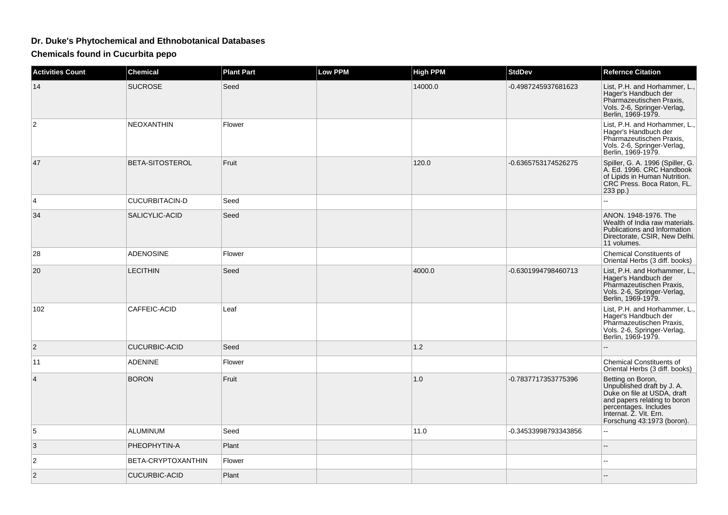# Dr. Duke's Phytochemical and Ethnobotanical Databases

## Chemicals found in Cucurbita pepo

| Activities Count | Chemical | Plant Part | Low PPM | High PPM | StdDev | Refernce Citation |
|---|---|---|---|---|---|---|
| 14 | SUCROSE | Seed | | 14000.0 | -0.4987245937681623 | List, P.H. and Horhammer, L., Hager's Handbuch der Pharmazeutischen Praxis, Vols. 2-6, Springer-Verlag, Berlin, 1969-1979. |
| 2 | NEOXANTHIN | Flower | | | | List, P.H. and Horhammer, L., Hager's Handbuch der Pharmazeutischen Praxis, Vols. 2-6, Springer-Verlag, Berlin, 1969-1979. |
| 47 | BETA-SITOSTEROL | Fruit | | 120.0 | -0.6365753174526275 | Spiller, G. A. 1996 (Spiller, G. A. Ed. 1996. CRC Handbook of Lipids in Human Nutrition. CRC Press. Boca Raton, FL. 233 pp.) |
| 4 | CUCURBITACIN-D | Seed | | | | -- |
| 34 | SALICYLIC-ACID | Seed | | | | ANON. 1948-1976. The Wealth of India raw materials. Publications and Information Directorate, CSIR, New Delhi. 11 volumes. |
| 28 | ADENOSINE | Flower | | | | Chemical Constituents of Oriental Herbs (3 diff. books) |
| 20 | LECITHIN | Seed | | 4000.0 | -0.6301994798460713 | List, P.H. and Horhammer, L., Hager's Handbuch der Pharmazeutischen Praxis, Vols. 2-6, Springer-Verlag, Berlin, 1969-1979. |
| 102 | CAFFEIC-ACID | Leaf | | | | List, P.H. and Horhammer, L., Hager's Handbuch der Pharmazeutischen Praxis, Vols. 2-6, Springer-Verlag, Berlin, 1969-1979. |
| 2 | CUCURBIC-ACID | Seed | | 1.2 | | -- |
| 11 | ADENINE | Flower | | | | Chemical Constituents of Oriental Herbs (3 diff. books) |
| 4 | BORON | Fruit | | 1.0 | -0.7837717353775396 | Betting on Boron, Unpublished draft by J. A. Duke on file at USDA, draft and papers relating to boron percentages. Includes Internat. Z. Vit. Ern. Forschung 43:1973 (boron). |
| 5 | ALUMINUM | Seed | | 11.0 | -0.34533998793343856 | -- |
| 3 | PHEOPHYTIN-A | Plant | | | | -- |
| 2 | BETA-CRYPTOXANTHIN | Flower | | | | -- |
| 2 | CUCURBIC-ACID | Plant | | | | -- |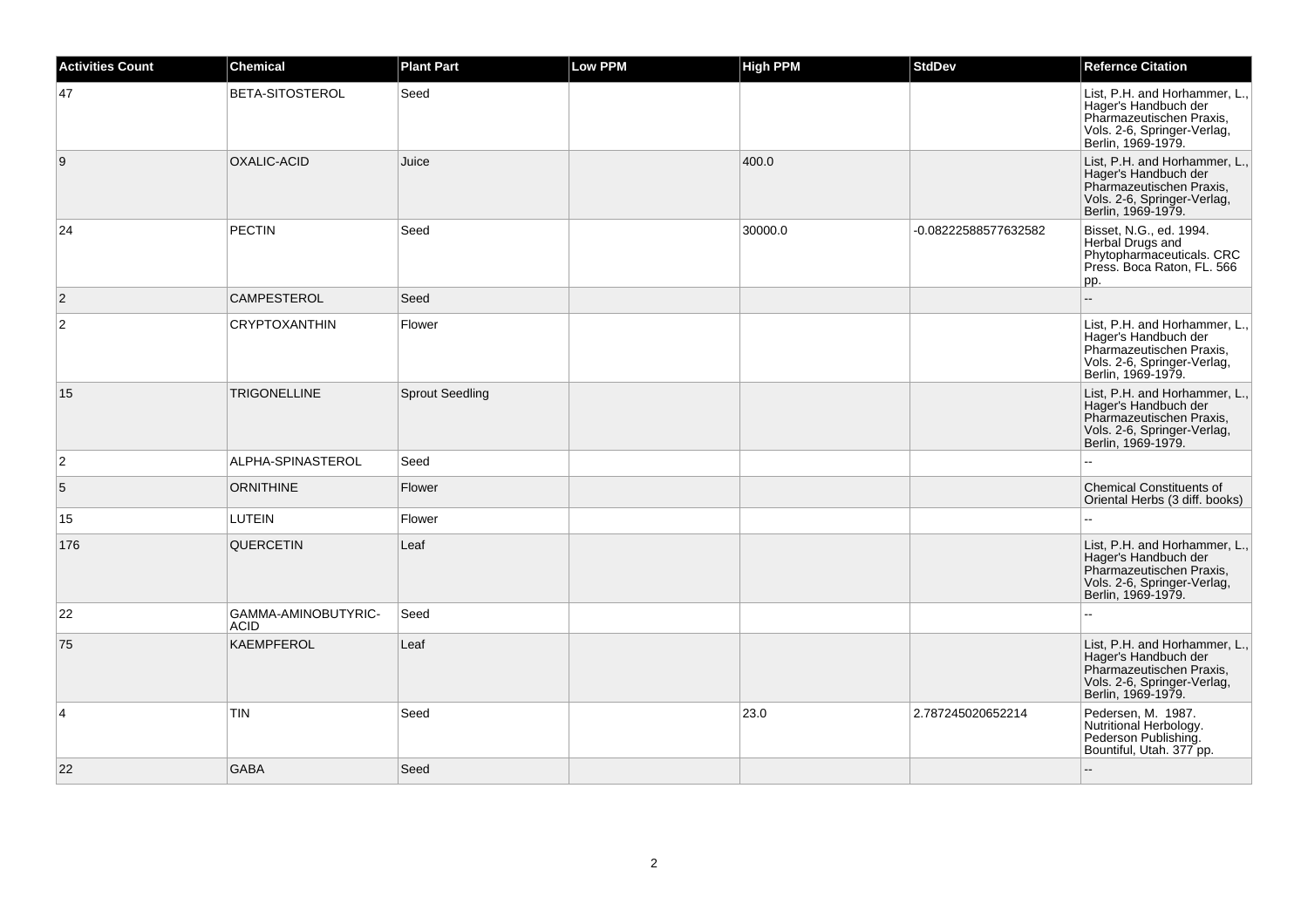| Activities Count | Chemical | Plant Part | Low PPM | High PPM | StdDev | Refernce Citation |
| --- | --- | --- | --- | --- | --- | --- |
| 47 | BETA-SITOSTEROL | Seed | | | | List, P.H. and Horhammer, L., Hager's Handbuch der Pharmazeutischen Praxis, Vols. 2-6, Springer-Verlag, Berlin, 1969-1979. |
| 9 | OXALIC-ACID | Juice | | 400.0 | | List, P.H. and Horhammer, L., Hager's Handbuch der Pharmazeutischen Praxis, Vols. 2-6, Springer-Verlag, Berlin, 1969-1979. |
| 24 | PECTIN | Seed | | 30000.0 | -0.08222588577632582 | Bisset, N.G., ed. 1994. Herbal Drugs and Phytopharmaceuticals. CRC Press. Boca Raton, FL. 566 pp. |
| 2 | CAMPESTEROL | Seed | | | | -- |
| 2 | CRYPTOXANTHIN | Flower | | | | List, P.H. and Horhammer, L., Hager's Handbuch der Pharmazeutischen Praxis, Vols. 2-6, Springer-Verlag, Berlin, 1969-1979. |
| 15 | TRIGONELLINE | Sprout Seedling | | | | List, P.H. and Horhammer, L., Hager's Handbuch der Pharmazeutischen Praxis, Vols. 2-6, Springer-Verlag, Berlin, 1969-1979. |
| 2 | ALPHA-SPINASTEROL | Seed | | | | -- |
| 5 | ORNITHINE | Flower | | | | Chemical Constituents of Oriental Herbs (3 diff. books) |
| 15 | LUTEIN | Flower | | | | -- |
| 176 | QUERCETIN | Leaf | | | | List, P.H. and Horhammer, L., Hager's Handbuch der Pharmazeutischen Praxis, Vols. 2-6, Springer-Verlag, Berlin, 1969-1979. |
| 22 | GAMMA-AMINOBUTYRIC-ACID | Seed | | | | -- |
| 75 | KAEMPFEROL | Leaf | | | | List, P.H. and Horhammer, L., Hager's Handbuch der Pharmazeutischen Praxis, Vols. 2-6, Springer-Verlag, Berlin, 1969-1979. |
| 4 | TIN | Seed | | 23.0 | 2.787245020652214 | Pedersen, M. 1987. Nutritional Herbology. Pederson Publishing. Bountiful, Utah. 377 pp. |
| 22 | GABA | Seed | | | | -- |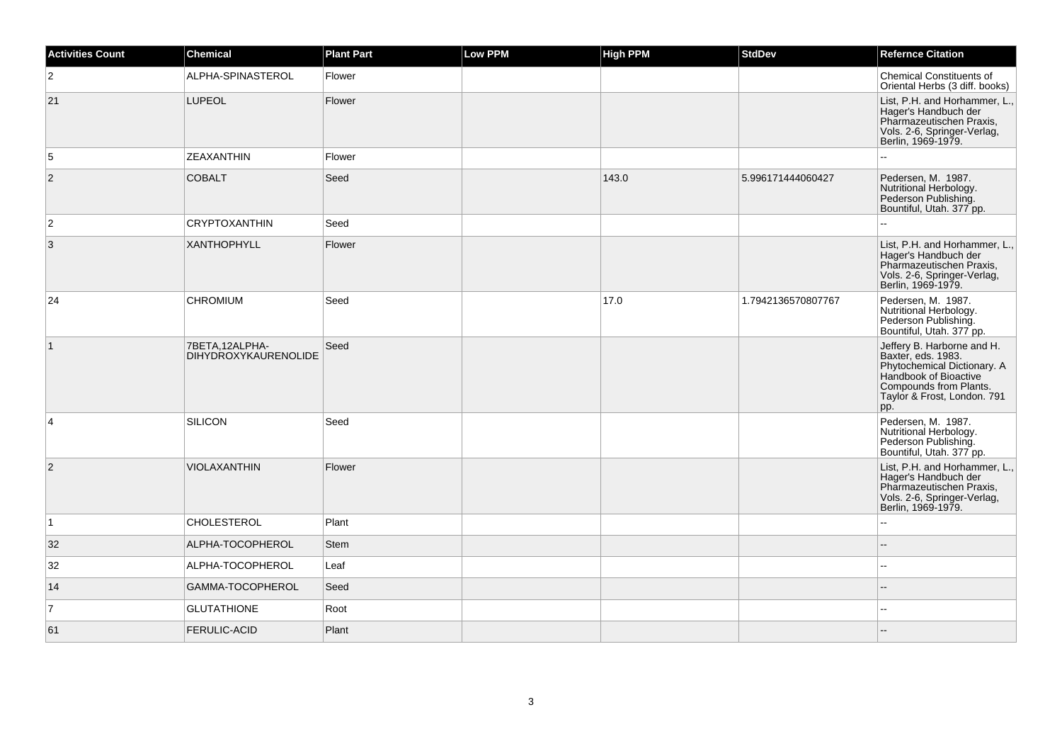| Activities Count | Chemical | Plant Part | Low PPM | High PPM | StdDev | Refernce Citation |
| --- | --- | --- | --- | --- | --- | --- |
| 2 | ALPHA-SPINASTEROL | Flower | | | | Chemical Constituents of Oriental Herbs (3 diff. books) |
| 21 | LUPEOL | Flower | | | | List, P.H. and Horhammer, L., Hager's Handbuch der Pharmazeutischen Praxis, Vols. 2-6, Springer-Verlag, Berlin, 1969-1979. |
| 5 | ZEAXANTHIN | Flower | | | | -- |
| 2 | COBALT | Seed | | 143.0 | 5.996171444060427 | Pedersen, M. 1987. Nutritional Herbology. Pederson Publishing. Bountiful, Utah. 377 pp. |
| 2 | CRYPTOXANTHIN | Seed | | | | -- |
| 3 | XANTHOPHYLL | Flower | | | | List, P.H. and Horhammer, L., Hager's Handbuch der Pharmazeutischen Praxis, Vols. 2-6, Springer-Verlag, Berlin, 1969-1979. |
| 24 | CHROMIUM | Seed | | 17.0 | 1.7942136570807767 | Pedersen, M. 1987. Nutritional Herbology. Pederson Publishing. Bountiful, Utah. 377 pp. |
| 1 | 7BETA,12ALPHA-DIHYDROXYKAURENOLIDE | Seed | | | | Jeffery B. Harborne and H. Baxter, eds. 1983. Phytochemical Dictionary. A Handbook of Bioactive Compounds from Plants. Taylor & Frost, London. 791 pp. |
| 4 | SILICON | Seed | | | | Pedersen, M. 1987. Nutritional Herbology. Pederson Publishing. Bountiful, Utah. 377 pp. |
| 2 | VIOLAXANTHIN | Flower | | | | List, P.H. and Horhammer, L., Hager's Handbuch der Pharmazeutischen Praxis, Vols. 2-6, Springer-Verlag, Berlin, 1969-1979. |
| 1 | CHOLESTEROL | Plant | | | | -- |
| 32 | ALPHA-TOCOPHEROL | Stem | | | | -- |
| 32 | ALPHA-TOCOPHEROL | Leaf | | | | -- |
| 14 | GAMMA-TOCOPHEROL | Seed | | | | -- |
| 7 | GLUTATHIONE | Root | | | | -- |
| 61 | FERULIC-ACID | Plant | | | | -- |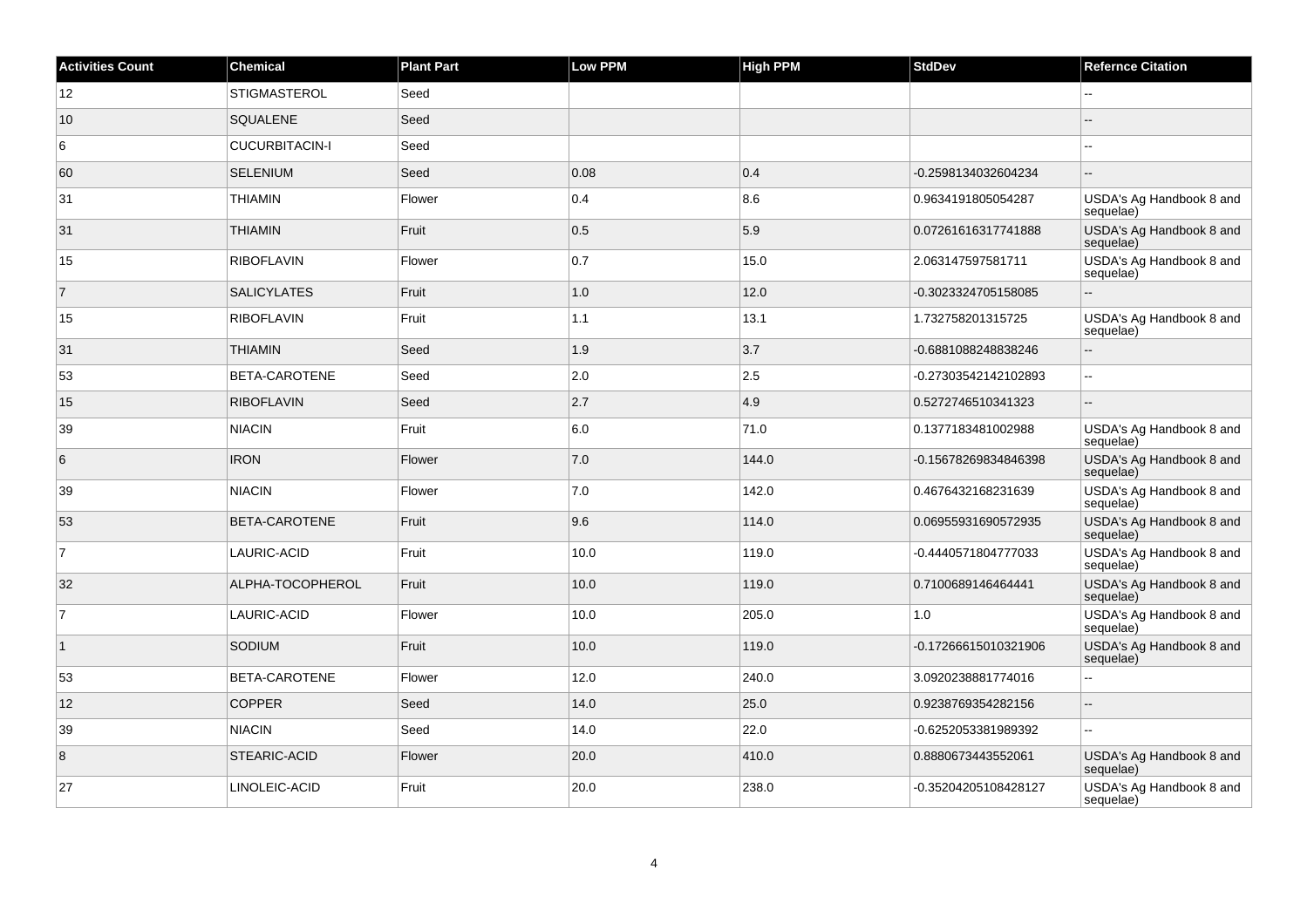| Activities Count | Chemical | Plant Part | Low PPM | High PPM | StdDev | Refernce Citation |
|---|---|---|---|---|---|---|
| 12 | STIGMASTEROL | Seed | | | | -- |
| 10 | SQUALENE | Seed | | | | -- |
| 6 | CUCURBITACIN-I | Seed | | | | -- |
| 60 | SELENIUM | Seed | 0.08 | 0.4 | -0.2598134032604234 | -- |
| 31 | THIAMIN | Flower | 0.4 | 8.6 | 0.9634191805054287 | USDA's Ag Handbook 8 and sequelae) |
| 31 | THIAMIN | Fruit | 0.5 | 5.9 | 0.07261616317741888 | USDA's Ag Handbook 8 and sequelae) |
| 15 | RIBOFLAVIN | Flower | 0.7 | 15.0 | 2.063147597581711 | USDA's Ag Handbook 8 and sequelae) |
| 7 | SALICYLATES | Fruit | 1.0 | 12.0 | -0.3023324705158085 | -- |
| 15 | RIBOFLAVIN | Fruit | 1.1 | 13.1 | 1.732758201315725 | USDA's Ag Handbook 8 and sequelae) |
| 31 | THIAMIN | Seed | 1.9 | 3.7 | -0.6881088248838246 | -- |
| 53 | BETA-CAROTENE | Seed | 2.0 | 2.5 | -0.27303542142102893 | -- |
| 15 | RIBOFLAVIN | Seed | 2.7 | 4.9 | 0.5272746510341323 | -- |
| 39 | NIACIN | Fruit | 6.0 | 71.0 | 0.1377183481002988 | USDA's Ag Handbook 8 and sequelae) |
| 6 | IRON | Flower | 7.0 | 144.0 | -0.15678269834846398 | USDA's Ag Handbook 8 and sequelae) |
| 39 | NIACIN | Flower | 7.0 | 142.0 | 0.4676432168231639 | USDA's Ag Handbook 8 and sequelae) |
| 53 | BETA-CAROTENE | Fruit | 9.6 | 114.0 | 0.06955931690572935 | USDA's Ag Handbook 8 and sequelae) |
| 7 | LAURIC-ACID | Fruit | 10.0 | 119.0 | -0.4440571804777033 | USDA's Ag Handbook 8 and sequelae) |
| 32 | ALPHA-TOCOPHEROL | Fruit | 10.0 | 119.0 | 0.7100689146464441 | USDA's Ag Handbook 8 and sequelae) |
| 7 | LAURIC-ACID | Flower | 10.0 | 205.0 | 1.0 | USDA's Ag Handbook 8 and sequelae) |
| 1 | SODIUM | Fruit | 10.0 | 119.0 | -0.17266615010321906 | USDA's Ag Handbook 8 and sequelae) |
| 53 | BETA-CAROTENE | Flower | 12.0 | 240.0 | 3.0920238881774016 | -- |
| 12 | COPPER | Seed | 14.0 | 25.0 | 0.9238769354282156 | -- |
| 39 | NIACIN | Seed | 14.0 | 22.0 | -0.6252053381989392 | -- |
| 8 | STEARIC-ACID | Flower | 20.0 | 410.0 | 0.8880673443552061 | USDA's Ag Handbook 8 and sequelae) |
| 27 | LINOLEIC-ACID | Fruit | 20.0 | 238.0 | -0.35204205108428127 | USDA's Ag Handbook 8 and sequelae) |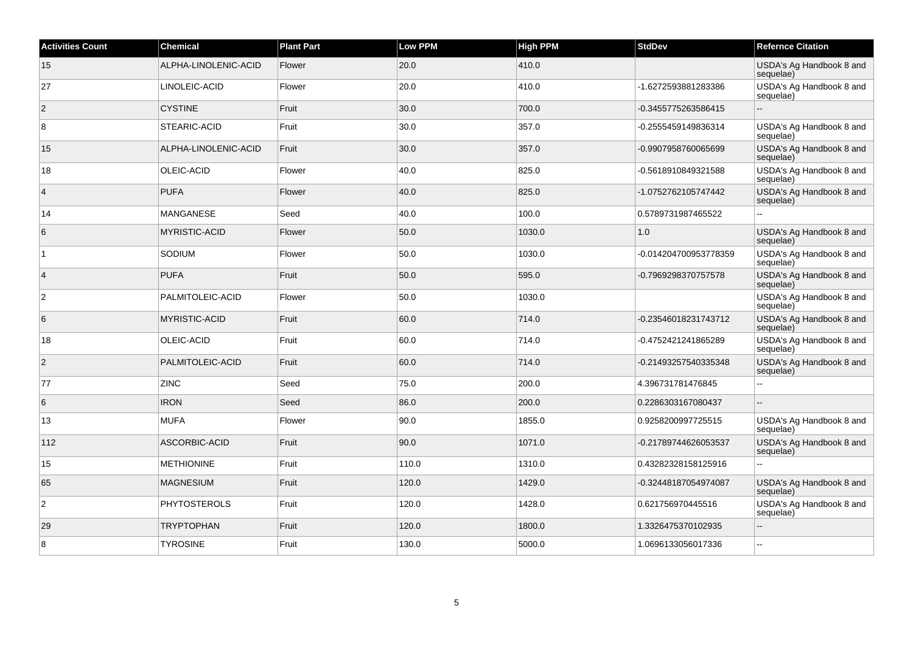| Activities Count | Chemical | Plant Part | Low PPM | High PPM | StdDev | Refernce Citation |
|---|---|---|---|---|---|---|
| 15 | ALPHA-LINOLENIC-ACID | Flower | 20.0 | 410.0 | | USDA's Ag Handbook 8 and sequelae) |
| 27 | LINOLEIC-ACID | Flower | 20.0 | 410.0 | -1.6272593881283386 | USDA's Ag Handbook 8 and sequelae) |
| 2 | CYSTINE | Fruit | 30.0 | 700.0 | -0.3455775263586415 | -- |
| 8 | STEARIC-ACID | Fruit | 30.0 | 357.0 | -0.2555459149836314 | USDA's Ag Handbook 8 and sequelae) |
| 15 | ALPHA-LINOLENIC-ACID | Fruit | 30.0 | 357.0 | -0.9907958760065699 | USDA's Ag Handbook 8 and sequelae) |
| 18 | OLEIC-ACID | Flower | 40.0 | 825.0 | -0.5618910849321588 | USDA's Ag Handbook 8 and sequelae) |
| 4 | PUFA | Flower | 40.0 | 825.0 | -1.0752762105747442 | USDA's Ag Handbook 8 and sequelae) |
| 14 | MANGANESE | Seed | 40.0 | 100.0 | 0.5789731987465522 | -- |
| 6 | MYRISTIC-ACID | Flower | 50.0 | 1030.0 | 1.0 | USDA's Ag Handbook 8 and sequelae) |
| 1 | SODIUM | Flower | 50.0 | 1030.0 | -0.014204700953778359 | USDA's Ag Handbook 8 and sequelae) |
| 4 | PUFA | Fruit | 50.0 | 595.0 | -0.7969298370757578 | USDA's Ag Handbook 8 and sequelae) |
| 2 | PALMITOLEIC-ACID | Flower | 50.0 | 1030.0 | | USDA's Ag Handbook 8 and sequelae) |
| 6 | MYRISTIC-ACID | Fruit | 60.0 | 714.0 | -0.23546018231743712 | USDA's Ag Handbook 8 and sequelae) |
| 18 | OLEIC-ACID | Fruit | 60.0 | 714.0 | -0.4752421241865289 | USDA's Ag Handbook 8 and sequelae) |
| 2 | PALMITOLEIC-ACID | Fruit | 60.0 | 714.0 | -0.21493257540335348 | USDA's Ag Handbook 8 and sequelae) |
| 77 | ZINC | Seed | 75.0 | 200.0 | 4.396731781476845 | -- |
| 6 | IRON | Seed | 86.0 | 200.0 | 0.2286303167080437 | -- |
| 13 | MUFA | Flower | 90.0 | 1855.0 | 0.9258200997725515 | USDA's Ag Handbook 8 and sequelae) |
| 112 | ASCORBIC-ACID | Fruit | 90.0 | 1071.0 | -0.21789744626053537 | USDA's Ag Handbook 8 and sequelae) |
| 15 | METHIONINE | Fruit | 110.0 | 1310.0 | 0.43282328158125916 | -- |
| 65 | MAGNESIUM | Fruit | 120.0 | 1429.0 | -0.32448187054974087 | USDA's Ag Handbook 8 and sequelae) |
| 2 | PHYTOSTEROLS | Fruit | 120.0 | 1428.0 | 0.621756970445516 | USDA's Ag Handbook 8 and sequelae) |
| 29 | TRYPTOPHAN | Fruit | 120.0 | 1800.0 | 1.3326475370102935 | -- |
| 8 | TYROSINE | Fruit | 130.0 | 5000.0 | 1.0696133056017336 | -- |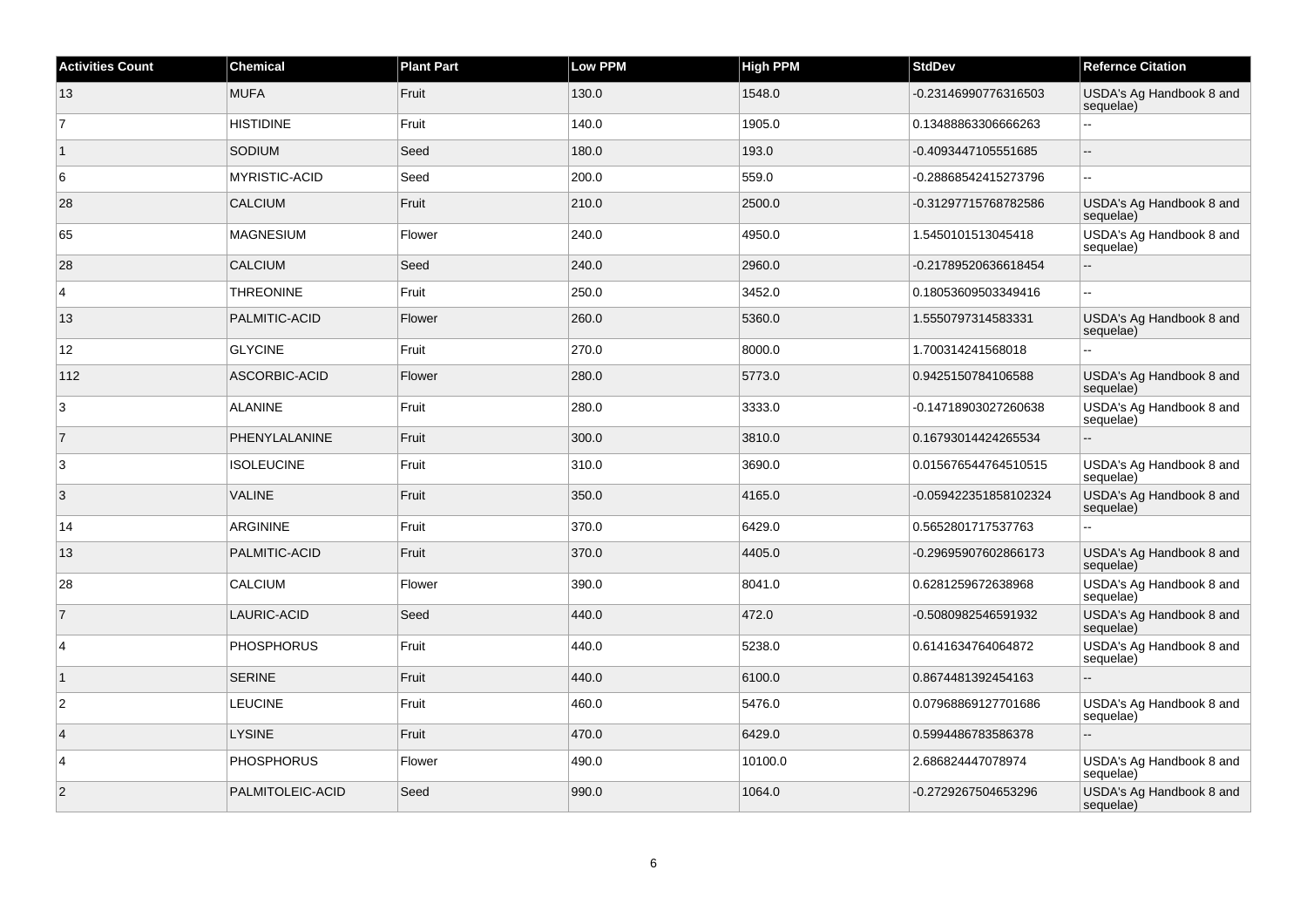| Activities Count | Chemical | Plant Part | Low PPM | High PPM | StdDev | Refernce Citation |
| --- | --- | --- | --- | --- | --- | --- |
| 13 | MUFA | Fruit | 130.0 | 1548.0 | -0.23146990776316503 | USDA's Ag Handbook 8 and sequelae) |
| 7 | HISTIDINE | Fruit | 140.0 | 1905.0 | 0.13488863306666263 | -- |
| 1 | SODIUM | Seed | 180.0 | 193.0 | -0.4093447105551685 | -- |
| 6 | MYRISTIC-ACID | Seed | 200.0 | 559.0 | -0.28868542415273796 | -- |
| 28 | CALCIUM | Fruit | 210.0 | 2500.0 | -0.31297715768782586 | USDA's Ag Handbook 8 and sequelae) |
| 65 | MAGNESIUM | Flower | 240.0 | 4950.0 | 1.5450101513045418 | USDA's Ag Handbook 8 and sequelae) |
| 28 | CALCIUM | Seed | 240.0 | 2960.0 | -0.21789520636618454 | -- |
| 4 | THREONINE | Fruit | 250.0 | 3452.0 | 0.18053609503349416 | -- |
| 13 | PALMITIC-ACID | Flower | 260.0 | 5360.0 | 1.5550797314583331 | USDA's Ag Handbook 8 and sequelae) |
| 12 | GLYCINE | Fruit | 270.0 | 8000.0 | 1.700314241568018 | -- |
| 112 | ASCORBIC-ACID | Flower | 280.0 | 5773.0 | 0.9425150784106588 | USDA's Ag Handbook 8 and sequelae) |
| 3 | ALANINE | Fruit | 280.0 | 3333.0 | -0.14718903027260638 | USDA's Ag Handbook 8 and sequelae) |
| 7 | PHENYLALANINE | Fruit | 300.0 | 3810.0 | 0.16793014424265534 | -- |
| 3 | ISOLEUCINE | Fruit | 310.0 | 3690.0 | 0.015676544764510515 | USDA's Ag Handbook 8 and sequelae) |
| 3 | VALINE | Fruit | 350.0 | 4165.0 | -0.059422351858102324 | USDA's Ag Handbook 8 and sequelae) |
| 14 | ARGININE | Fruit | 370.0 | 6429.0 | 0.5652801717537763 | -- |
| 13 | PALMITIC-ACID | Fruit | 370.0 | 4405.0 | -0.29695907602866173 | USDA's Ag Handbook 8 and sequelae) |
| 28 | CALCIUM | Flower | 390.0 | 8041.0 | 0.6281259672638968 | USDA's Ag Handbook 8 and sequelae) |
| 7 | LAURIC-ACID | Seed | 440.0 | 472.0 | -0.5080982546591932 | USDA's Ag Handbook 8 and sequelae) |
| 4 | PHOSPHORUS | Fruit | 440.0 | 5238.0 | 0.6141634764064872 | USDA's Ag Handbook 8 and sequelae) |
| 1 | SERINE | Fruit | 440.0 | 6100.0 | 0.8674481392454163 | -- |
| 2 | LEUCINE | Fruit | 460.0 | 5476.0 | 0.07968869127701686 | USDA's Ag Handbook 8 and sequelae) |
| 4 | LYSINE | Fruit | 470.0 | 6429.0 | 0.5994486783586378 | -- |
| 4 | PHOSPHORUS | Flower | 490.0 | 10100.0 | 2.686824447078974 | USDA's Ag Handbook 8 and sequelae) |
| 2 | PALMITOLEIC-ACID | Seed | 990.0 | 1064.0 | -0.2729267504653296 | USDA's Ag Handbook 8 and sequelae) |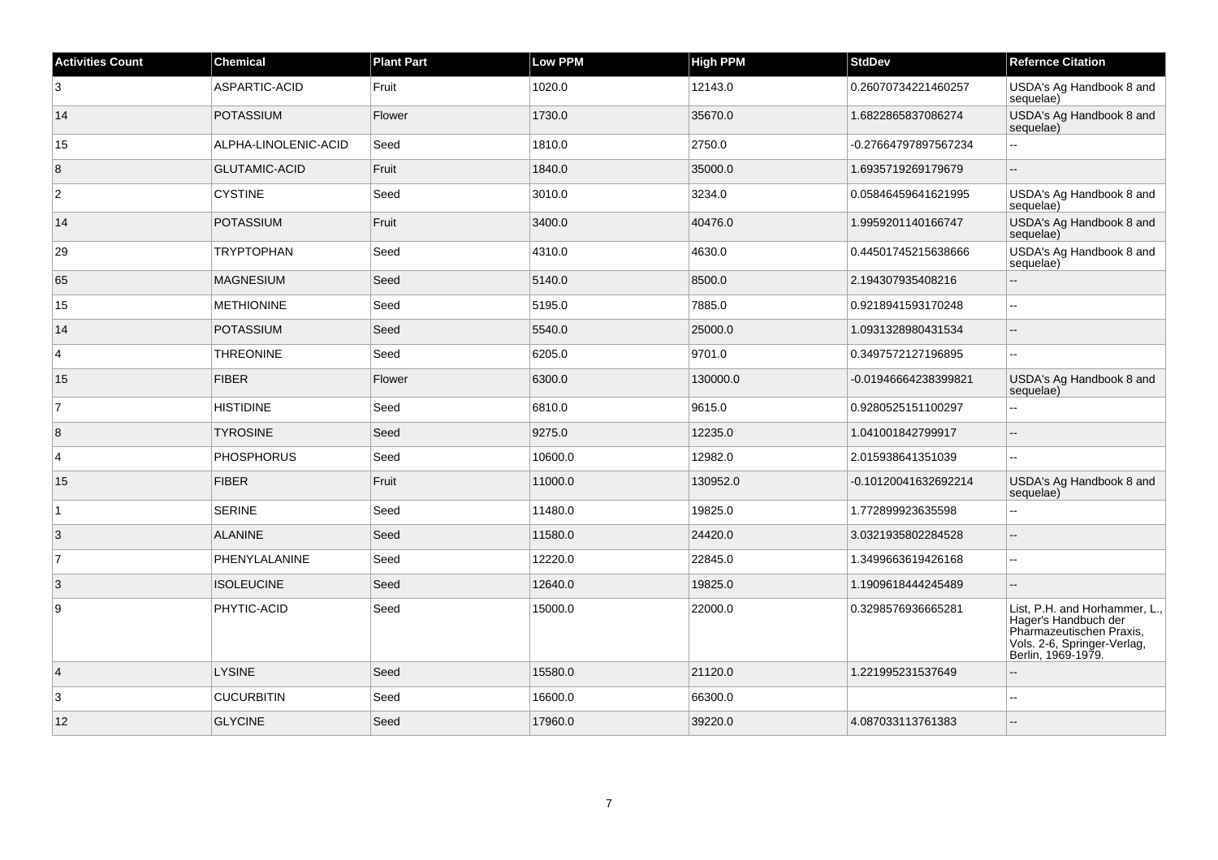| Activities Count | Chemical | Plant Part | Low PPM | High PPM | StdDev | Refernce Citation |
|---|---|---|---|---|---|---|
| 3 | ASPARTIC-ACID | Fruit | 1020.0 | 12143.0 | 0.26070734221460257 | USDA's Ag Handbook 8 and sequelae) |
| 14 | POTASSIUM | Flower | 1730.0 | 35670.0 | 1.6822865837086274 | USDA's Ag Handbook 8 and sequelae) |
| 15 | ALPHA-LINOLENIC-ACID | Seed | 1810.0 | 2750.0 | -0.27664797897567234 | -- |
| 8 | GLUTAMIC-ACID | Fruit | 1840.0 | 35000.0 | 1.6935719269179679 | -- |
| 2 | CYSTINE | Seed | 3010.0 | 3234.0 | 0.05846459641621995 | USDA's Ag Handbook 8 and sequelae) |
| 14 | POTASSIUM | Fruit | 3400.0 | 40476.0 | 1.9959201140166747 | USDA's Ag Handbook 8 and sequelae) |
| 29 | TRYPTOPHAN | Seed | 4310.0 | 4630.0 | 0.44501745215638666 | USDA's Ag Handbook 8 and sequelae) |
| 65 | MAGNESIUM | Seed | 5140.0 | 8500.0 | 2.194307935408216 | -- |
| 15 | METHIONINE | Seed | 5195.0 | 7885.0 | 0.9218941593170248 | -- |
| 14 | POTASSIUM | Seed | 5540.0 | 25000.0 | 1.0931328980431534 | -- |
| 4 | THREONINE | Seed | 6205.0 | 9701.0 | 0.3497572127196895 | -- |
| 15 | FIBER | Flower | 6300.0 | 130000.0 | -0.01946664238399821 | USDA's Ag Handbook 8 and sequelae) |
| 7 | HISTIDINE | Seed | 6810.0 | 9615.0 | 0.9280525151100297 | -- |
| 8 | TYROSINE | Seed | 9275.0 | 12235.0 | 1.041001842799917 | -- |
| 4 | PHOSPHORUS | Seed | 10600.0 | 12982.0 | 2.015938641351039 | -- |
| 15 | FIBER | Fruit | 11000.0 | 130952.0 | -0.10120041632692214 | USDA's Ag Handbook 8 and sequelae) |
| 1 | SERINE | Seed | 11480.0 | 19825.0 | 1.772899923635598 | -- |
| 3 | ALANINE | Seed | 11580.0 | 24420.0 | 3.0321935802284528 | -- |
| 7 | PHENYLALANINE | Seed | 12220.0 | 22845.0 | 1.3499663619426168 | -- |
| 3 | ISOLEUCINE | Seed | 12640.0 | 19825.0 | 1.1909618444245489 | -- |
| 9 | PHYTIC-ACID | Seed | 15000.0 | 22000.0 | 0.3298576936665281 | List, P.H. and Horhammer, L., Hager's Handbuch der Pharmazeutischen Praxis, Vols. 2-6, Springer-Verlag, Berlin, 1969-1979. |
| 4 | LYSINE | Seed | 15580.0 | 21120.0 | 1.221995231537649 | -- |
| 3 | CUCURBITIN | Seed | 16600.0 | 66300.0 | | -- |
| 12 | GLYCINE | Seed | 17960.0 | 39220.0 | 4.087033113761383 | -- |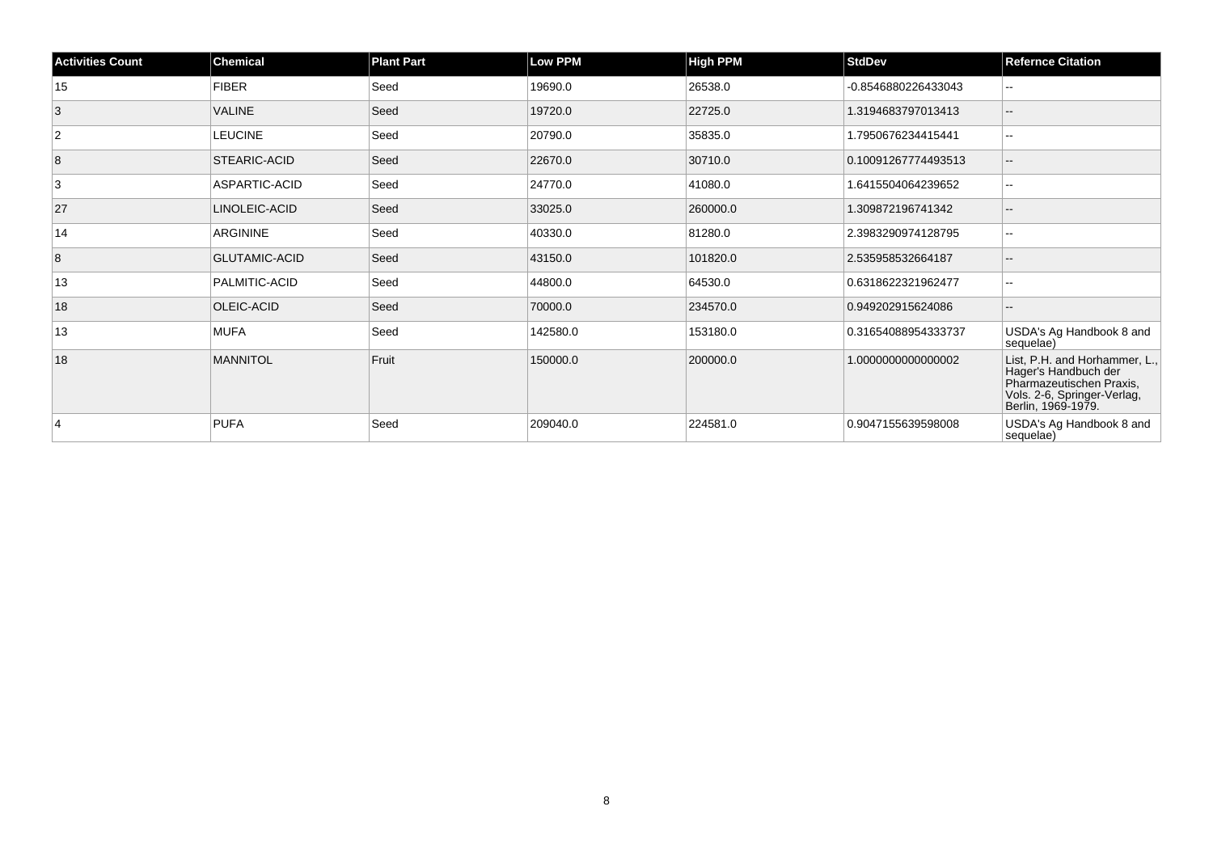| Activities Count | Chemical | Plant Part | Low PPM | High PPM | StdDev | Refernce Citation |
|---|---|---|---|---|---|---|
| 15 | FIBER | Seed | 19690.0 | 26538.0 | -0.8546880226433043 | -- |
| 3 | VALINE | Seed | 19720.0 | 22725.0 | 1.3194683797013413 | -- |
| 2 | LEUCINE | Seed | 20790.0 | 35835.0 | 1.7950676234415441 | -- |
| 8 | STEARIC-ACID | Seed | 22670.0 | 30710.0 | 0.10091267774493513 | -- |
| 3 | ASPARTIC-ACID | Seed | 24770.0 | 41080.0 | 1.6415504064239652 | -- |
| 27 | LINOLEIC-ACID | Seed | 33025.0 | 260000.0 | 1.309872196741342 | -- |
| 14 | ARGININE | Seed | 40330.0 | 81280.0 | 2.3983290974128795 | -- |
| 8 | GLUTAMIC-ACID | Seed | 43150.0 | 101820.0 | 2.535958532664187 | -- |
| 13 | PALMITIC-ACID | Seed | 44800.0 | 64530.0 | 0.6318622321962477 | -- |
| 18 | OLEIC-ACID | Seed | 70000.0 | 234570.0 | 0.949202915624086 | -- |
| 13 | MUFA | Seed | 142580.0 | 153180.0 | 0.31654088954333737 | USDA's Ag Handbook 8 and sequelae) |
| 18 | MANNITOL | Fruit | 150000.0 | 200000.0 | 1.0000000000000002 | List, P.H. and Horhammer, L., Hager's Handbuch der Pharmazeutischen Praxis, Vols. 2-6, Springer-Verlag, Berlin, 1969-1979. |
| 4 | PUFA | Seed | 209040.0 | 224581.0 | 0.9047155639598008 | USDA's Ag Handbook 8 and sequelae) |